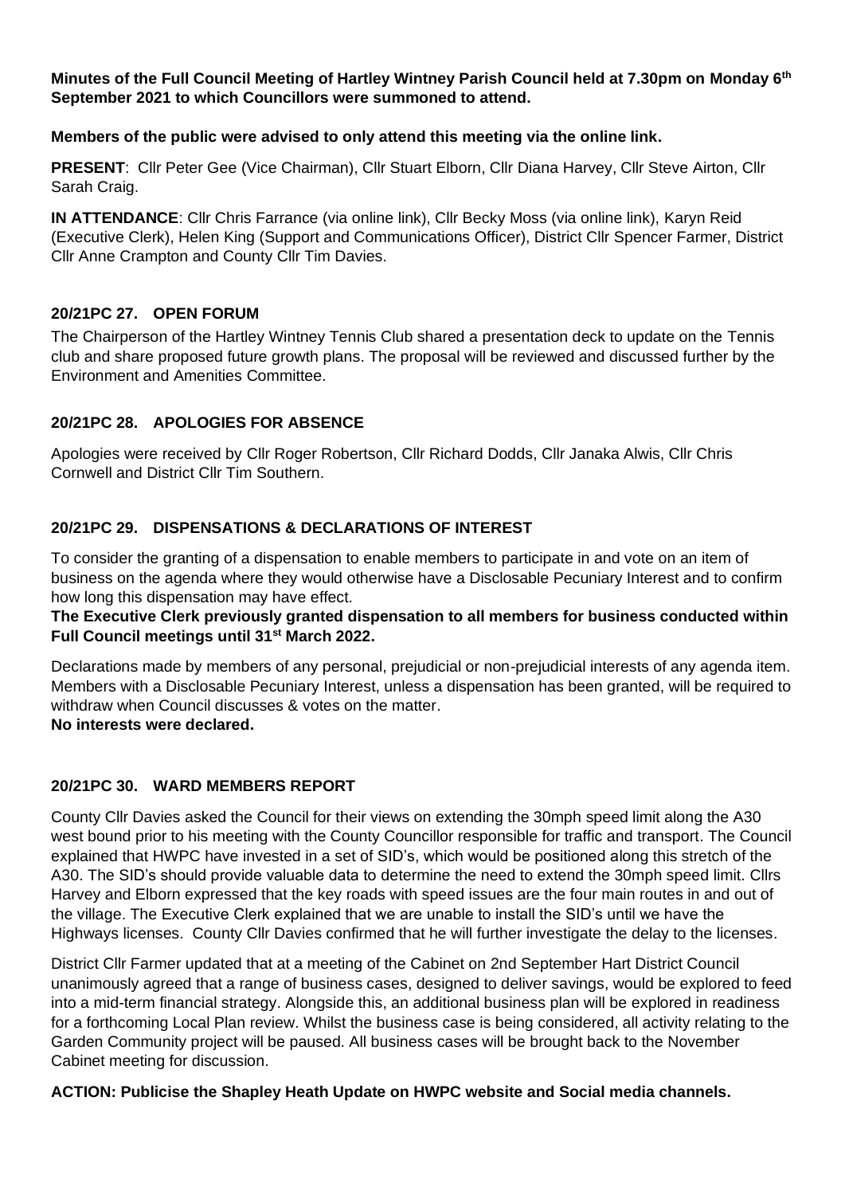**Minutes of the Full Council Meeting of Hartley Wintney Parish Council held at 7.30pm on Monday 6th September 2021 to which Councillors were summoned to attend.**

**Members of the public were advised to only attend this meeting via the online link.**

**PRESENT**: Cllr Peter Gee (Vice Chairman), Cllr Stuart Elborn, Cllr Diana Harvey, Cllr Steve Airton, Cllr Sarah Craig.

**IN ATTENDANCE**: Cllr Chris Farrance (via online link), Cllr Becky Moss (via online link), Karyn Reid (Executive Clerk), Helen King (Support and Communications Officer), District Cllr Spencer Farmer, District Cllr Anne Crampton and County Cllr Tim Davies.

## 20/21PC 27. OPEN FORUM

The Chairperson of the Hartley Wintney Tennis Club shared a presentation deck to update on the Tennis club and share proposed future growth plans. The proposal will be reviewed and discussed further by the Environment and Amenities Committee.

## 20/21PC 28. APOLOGIES FOR ABSENCE

Apologies were received by Cllr Roger Robertson, Cllr Richard Dodds, Cllr Janaka Alwis, Cllr Chris Cornwell and District Cllr Tim Southern.

## 20/21PC 29. DISPENSATIONS & DECLARATIONS OF INTEREST

To consider the granting of a dispensation to enable members to participate in and vote on an item of business on the agenda where they would otherwise have a Disclosable Pecuniary Interest and to confirm how long this dispensation may have effect.

**The Executive Clerk previously granted dispensation to all members for business conducted within Full Council meetings until 31st March 2022.**

Declarations made by members of any personal, prejudicial or non-prejudicial interests of any agenda item. Members with a Disclosable Pecuniary Interest, unless a dispensation has been granted, will be required to withdraw when Council discusses & votes on the matter.

**No interests were declared.**

## 20/21PC 30. WARD MEMBERS REPORT

County Cllr Davies asked the Council for their views on extending the 30mph speed limit along the A30 west bound prior to his meeting with the County Councillor responsible for traffic and transport. The Council explained that HWPC have invested in a set of SID's, which would be positioned along this stretch of the A30. The SID's should provide valuable data to determine the need to extend the 30mph speed limit. Cllrs Harvey and Elborn expressed that the key roads with speed issues are the four main routes in and out of the village. The Executive Clerk explained that we are unable to install the SID's until we have the Highways licenses. County Cllr Davies confirmed that he will further investigate the delay to the licenses.

District Cllr Farmer updated that at a meeting of the Cabinet on 2nd September Hart District Council unanimously agreed that a range of business cases, designed to deliver savings, would be explored to feed into a mid-term financial strategy. Alongside this, an additional business plan will be explored in readiness for a forthcoming Local Plan review. Whilst the business case is being considered, all activity relating to the Garden Community project will be paused. All business cases will be brought back to the November Cabinet meeting for discussion.

**ACTION: Publicise the Shapley Heath Update on HWPC website and Social media channels.**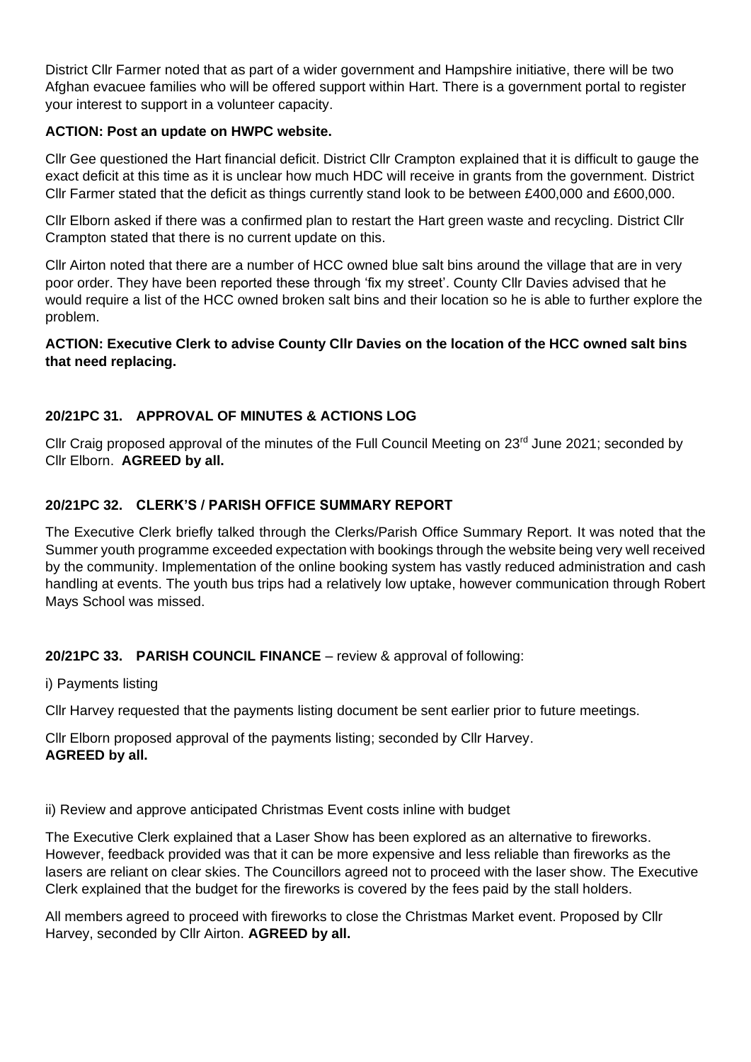District Cllr Farmer noted that as part of a wider government and Hampshire initiative, there will be two Afghan evacuee families who will be offered support within Hart. There is a government portal to register your interest to support in a volunteer capacity.

**ACTION: Post an update on HWPC website.**

Cllr Gee questioned the Hart financial deficit. District Cllr Crampton explained that it is difficult to gauge the exact deficit at this time as it is unclear how much HDC will receive in grants from the government. District Cllr Farmer stated that the deficit as things currently stand look to be between £400,000 and £600,000.

Cllr Elborn asked if there was a confirmed plan to restart the Hart green waste and recycling. District Cllr Crampton stated that there is no current update on this.

Cllr Airton noted that there are a number of HCC owned blue salt bins around the village that are in very poor order. They have been reported these through 'fix my street'. County Cllr Davies advised that he would require a list of the HCC owned broken salt bins and their location so he is able to further explore the problem.

**ACTION: Executive Clerk to advise County Cllr Davies on the location of the HCC owned salt bins that need replacing.**

### 20/21PC 31. APPROVAL OF MINUTES & ACTIONS LOG

Cllr Craig proposed approval of the minutes of the Full Council Meeting on 23rd June 2021; seconded by Cllr Elborn. **AGREED by all.**

### 20/21PC 32. CLERK'S / PARISH OFFICE SUMMARY REPORT

The Executive Clerk briefly talked through the Clerks/Parish Office Summary Report. It was noted that the Summer youth programme exceeded expectation with bookings through the website being very well received by the community. Implementation of the online booking system has vastly reduced administration and cash handling at events. The youth bus trips had a relatively low uptake, however communication through Robert Mays School was missed.

### 20/21PC 33. PARISH COUNCIL FINANCE – review & approval of following:

i) Payments listing

Cllr Harvey requested that the payments listing document be sent earlier prior to future meetings.

Cllr Elborn proposed approval of the payments listing; seconded by Cllr Harvey.
**AGREED by all.**

ii) Review and approve anticipated Christmas Event costs inline with budget

The Executive Clerk explained that a Laser Show has been explored as an alternative to fireworks. However, feedback provided was that it can be more expensive and less reliable than fireworks as the lasers are reliant on clear skies. The Councillors agreed not to proceed with the laser show. The Executive Clerk explained that the budget for the fireworks is covered by the fees paid by the stall holders.

All members agreed to proceed with fireworks to close the Christmas Market event. Proposed by Cllr Harvey, seconded by Cllr Airton. **AGREED by all.**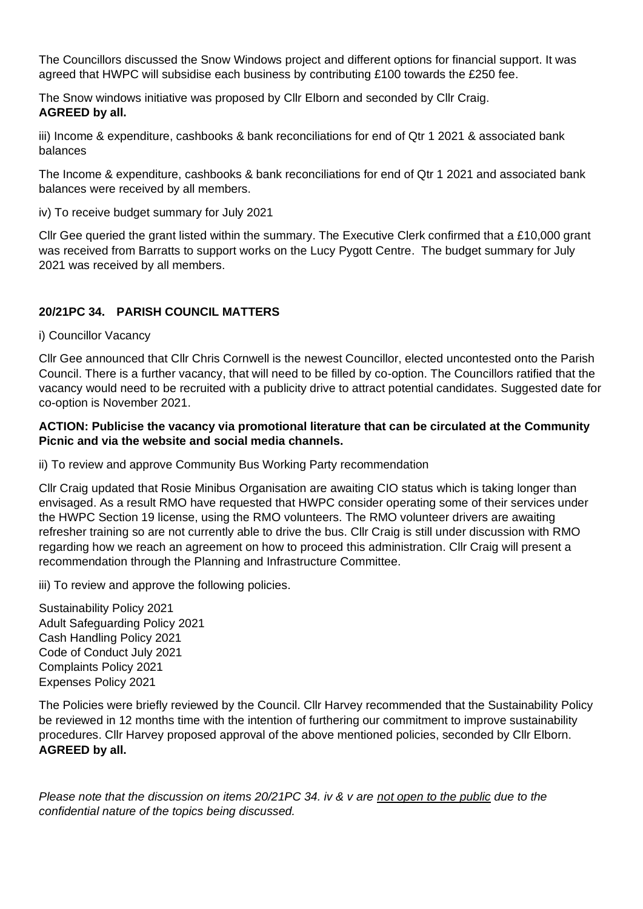The Councillors discussed the Snow Windows project and different options for financial support. It was agreed that HWPC will subsidise each business by contributing £100 towards the £250 fee.

The Snow windows initiative was proposed by Cllr Elborn and seconded by Cllr Craig.
**AGREED by all.**

iii) Income & expenditure, cashbooks & bank reconciliations for end of Qtr 1 2021 & associated bank balances

The Income & expenditure, cashbooks & bank reconciliations for end of Qtr 1 2021 and associated bank balances were received by all members.

iv) To receive budget summary for July 2021

Cllr Gee queried the grant listed within the summary. The Executive Clerk confirmed that a £10,000 grant was received from Barratts to support works on the Lucy Pygott Centre. The budget summary for July 2021 was received by all members.

### 20/21PC 34. PARISH COUNCIL MATTERS

i) Councillor Vacancy

Cllr Gee announced that Cllr Chris Cornwell is the newest Councillor, elected uncontested onto the Parish Council. There is a further vacancy, that will need to be filled by co-option. The Councillors ratified that the vacancy would need to be recruited with a publicity drive to attract potential candidates. Suggested date for co-option is November 2021.

**ACTION: Publicise the vacancy via promotional literature that can be circulated at the Community Picnic and via the website and social media channels.**

ii) To review and approve Community Bus Working Party recommendation

Cllr Craig updated that Rosie Minibus Organisation are awaiting CIO status which is taking longer than envisaged. As a result RMO have requested that HWPC consider operating some of their services under the HWPC Section 19 license, using the RMO volunteers. The RMO volunteer drivers are awaiting refresher training so are not currently able to drive the bus. Cllr Craig is still under discussion with RMO regarding how we reach an agreement on how to proceed this administration. Cllr Craig will present a recommendation through the Planning and Infrastructure Committee.

iii) To review and approve the following policies.

Sustainability Policy 2021
Adult Safeguarding Policy 2021
Cash Handling Policy 2021
Code of Conduct July 2021
Complaints Policy 2021
Expenses Policy 2021

The Policies were briefly reviewed by the Council. Cllr Harvey recommended that the Sustainability Policy be reviewed in 12 months time with the intention of furthering our commitment to improve sustainability procedures. Cllr Harvey proposed approval of the above mentioned policies, seconded by Cllr Elborn.
**AGREED by all.**

*Please note that the discussion on items 20/21PC 34. iv & v are <u>not open to the public</u> due to the confidential nature of the topics being discussed.*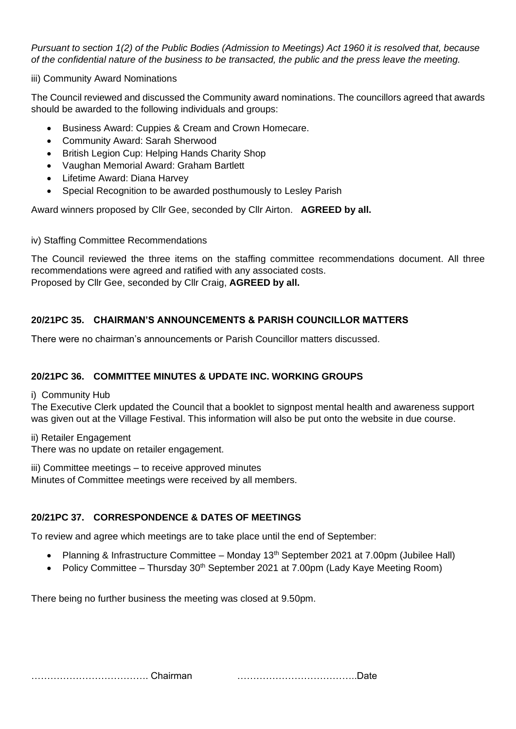*Pursuant to section 1(2) of the Public Bodies (Admission to Meetings) Act 1960 it is resolved that, because of the confidential nature of the business to be transacted, the public and the press leave the meeting.*

iii) Community Award Nominations

The Council reviewed and discussed the Community award nominations. The councillors agreed that awards should be awarded to the following individuals and groups:

- Business Award: Cuppies & Cream and Crown Homecare.
- Community Award: Sarah Sherwood
- British Legion Cup: Helping Hands Charity Shop
- Vaughan Memorial Award: Graham Bartlett
- Lifetime Award: Diana Harvey
- Special Recognition to be awarded posthumously to Lesley Parish

Award winners proposed by Cllr Gee, seconded by Cllr Airton. **AGREED by all.**

iv) Staffing Committee Recommendations

The Council reviewed the three items on the staffing committee recommendations document. All three recommendations were agreed and ratified with any associated costs.
Proposed by Cllr Gee, seconded by Cllr Craig, **AGREED by all.**

### 20/21PC 35. CHAIRMAN'S ANNOUNCEMENTS & PARISH COUNCILLOR MATTERS

There were no chairman's announcements or Parish Councillor matters discussed.

### 20/21PC 36. COMMITTEE MINUTES & UPDATE INC. WORKING GROUPS

i) Community Hub
The Executive Clerk updated the Council that a booklet to signpost mental health and awareness support was given out at the Village Festival. This information will also be put onto the website in due course.

ii) Retailer Engagement
There was no update on retailer engagement.

iii) Committee meetings – to receive approved minutes
Minutes of Committee meetings were received by all members.

### 20/21PC 37. CORRESPONDENCE & DATES OF MEETINGS

To review and agree which meetings are to take place until the end of September:

- Planning & Infrastructure Committee – Monday 13th September 2021 at 7.00pm (Jubilee Hall)
- Policy Committee – Thursday 30th September 2021 at 7.00pm (Lady Kaye Meeting Room)

There being no further business the meeting was closed at 9.50pm.

………………………………. Chairman ………………………………..Date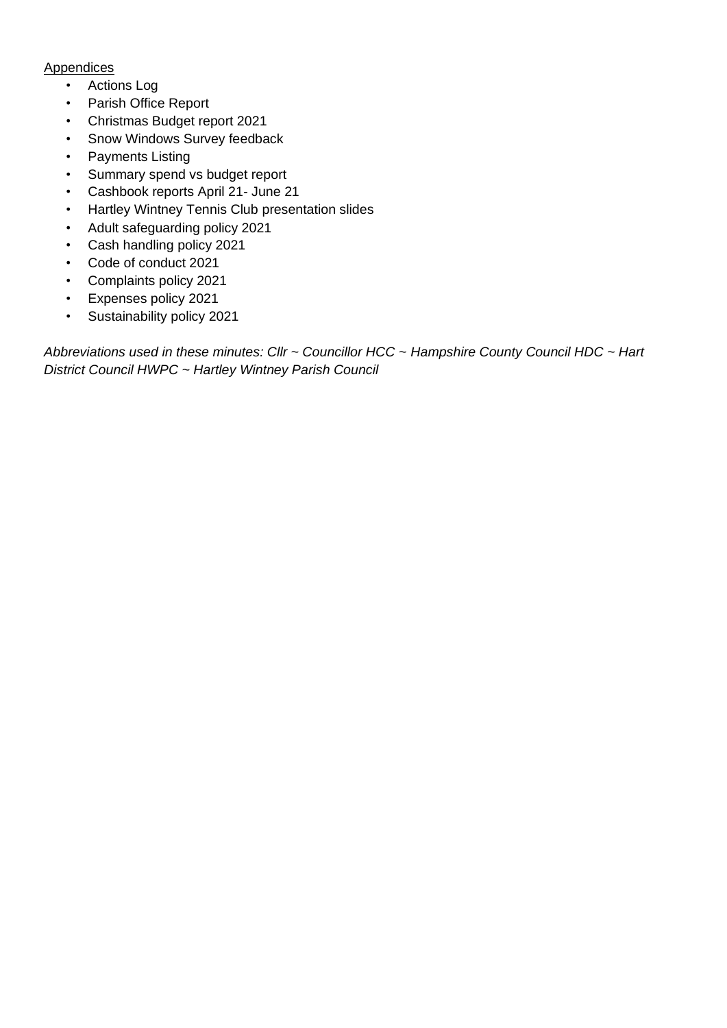<u>Appendices</u>

- Actions Log
- Parish Office Report
- Christmas Budget report 2021
- Snow Windows Survey feedback
- Payments Listing
- Summary spend vs budget report
- Cashbook reports April 21- June 21
- Hartley Wintney Tennis Club presentation slides
- Adult safeguarding policy 2021
- Cash handling policy 2021
- Code of conduct 2021
- Complaints policy 2021
- Expenses policy 2021
- Sustainability policy 2021

*Abbreviations used in these minutes: Cllr ~ Councillor HCC ~ Hampshire County Council HDC ~ Hart District Council HWPC ~ Hartley Wintney Parish Council*